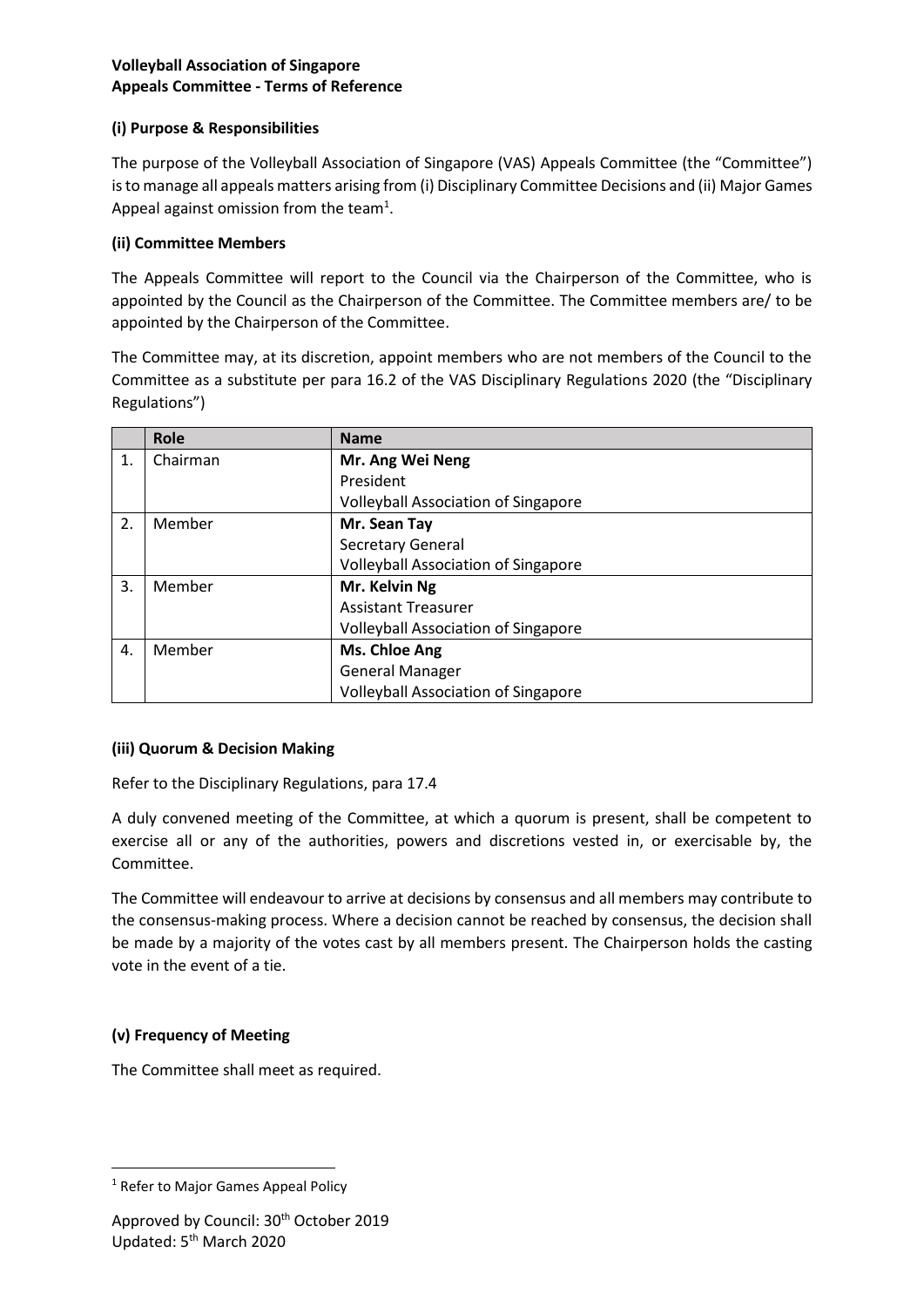**Volleyball Association of Singapore**
**Appeals Committee - Terms of Reference**

**(i) Purpose & Responsibilities**

The purpose of the Volleyball Association of Singapore (VAS) Appeals Committee (the "Committee") is to manage all appeals matters arising from (i) Disciplinary Committee Decisions and (ii) Major Games Appeal against omission from the team[1].

**(ii) Committee Members**

The Appeals Committee will report to the Council via the Chairperson of the Committee, who is appointed by the Council as the Chairperson of the Committee. The Committee members are/ to be appointed by the Chairperson of the Committee.

The Committee may, at its discretion, appoint members who are not members of the Council to the Committee as a substitute per para 16.2 of the VAS Disciplinary Regulations 2020 (the "Disciplinary Regulations")

| | Role | Name |
|---|---|---|
| 1. | Chairman | **Mr. Ang Wei Neng**<br>President<br>Volleyball Association of Singapore |
| 2. | Member | **Mr. Sean Tay**<br>Secretary General<br>Volleyball Association of Singapore |
| 3. | Member | **Mr. Kelvin Ng**<br>Assistant Treasurer<br>Volleyball Association of Singapore |
| 4. | Member | **Ms. Chloe Ang**<br>General Manager<br>Volleyball Association of Singapore |

**(iii) Quorum & Decision Making**

Refer to the Disciplinary Regulations, para 17.4

A duly convened meeting of the Committee, at which a quorum is present, shall be competent to exercise all or any of the authorities, powers and discretions vested in, or exercisable by, the Committee.

The Committee will endeavour to arrive at decisions by consensus and all members may contribute to the consensus-making process. Where a decision cannot be reached by consensus, the decision shall be made by a majority of the votes cast by all members present. The Chairperson holds the casting vote in the event of a tie.

**(v) Frequency of Meeting**

The Committee shall meet as required.

[1] Refer to Major Games Appeal Policy

Approved by Council: 30th October 2019
Updated: 5th March 2020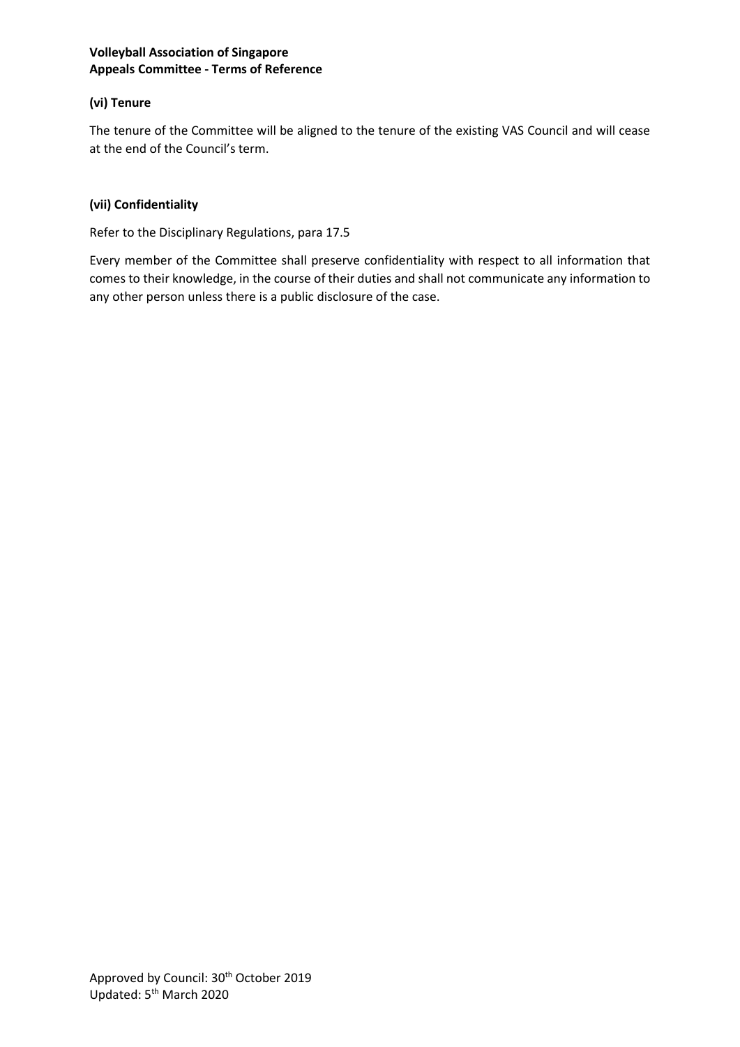**(vi) Tenure**

The tenure of the Committee will be aligned to the tenure of the existing VAS Council and will cease at the end of the Council's term.

**(vii) Confidentiality**

Refer to the Disciplinary Regulations, para 17.5

Every member of the Committee shall preserve confidentiality with respect to all information that comes to their knowledge, in the course of their duties and shall not communicate any information to any other person unless there is a public disclosure of the case.

Approved by Council: 30th October 2019
Updated: 5th March 2020